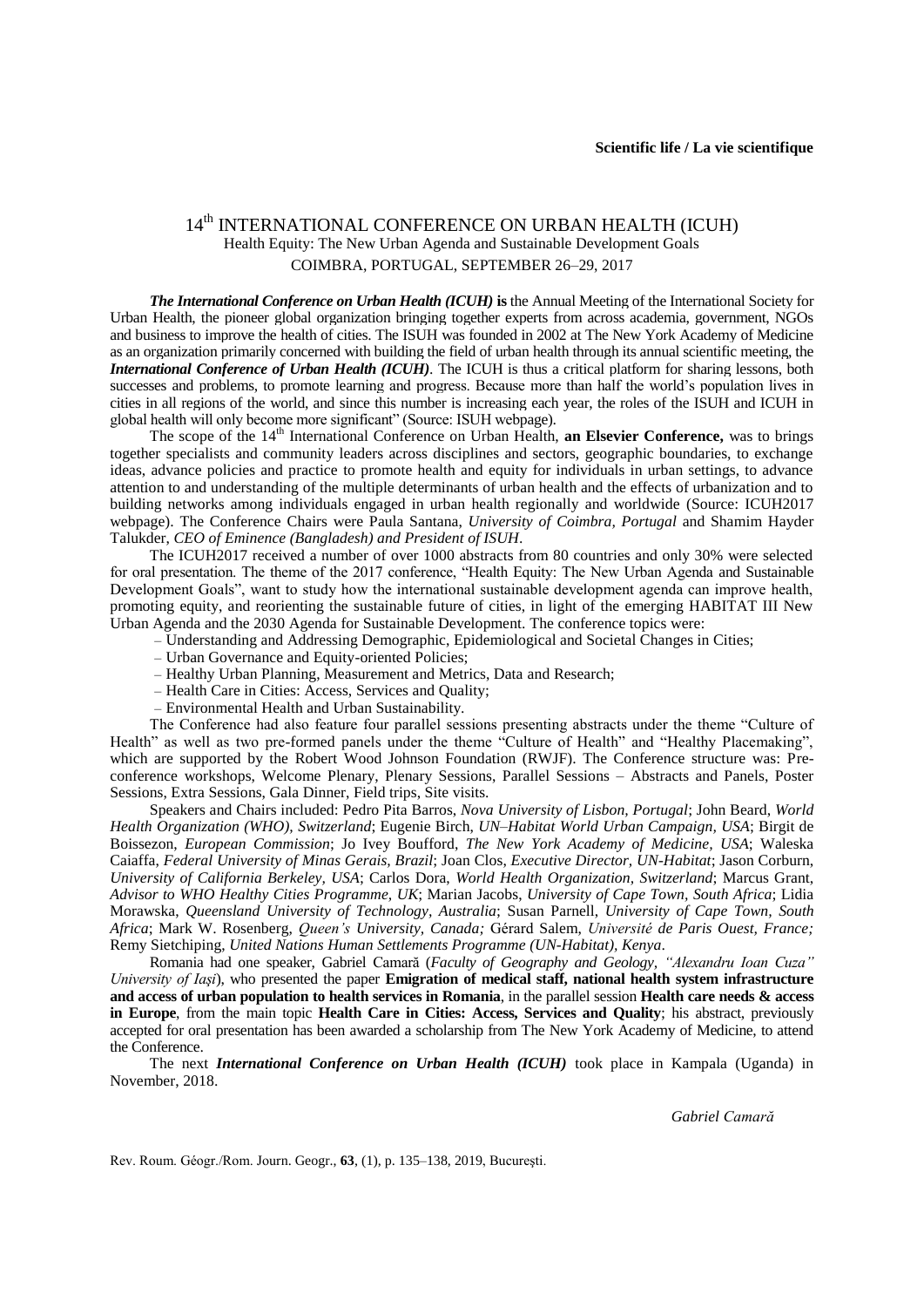**Scientific life / La vie scientifique**

# 14th INTERNATIONAL CONFERENCE ON URBAN HEALTH (ICUH)

Health Equity: The New Urban Agenda and Sustainable Development Goals

COIMBRA, PORTUGAL, SEPTEMBER 26–29, 2017

***The International Conference on Urban Health (ICUH)*** **is** the Annual Meeting of the International Society for Urban Health, the pioneer global organization bringing together experts from across academia, government, NGOs and business to improve the health of cities. The ISUH was founded in 2002 at The New York Academy of Medicine as an organization primarily concerned with building the field of urban health through its annual scientific meeting, the ***International Conference of Urban Health (ICUH)***. The ICUH is thus a critical platform for sharing lessons, both successes and problems, to promote learning and progress. Because more than half the world's population lives in cities in all regions of the world, and since this number is increasing each year, the roles of the ISUH and ICUH in global health will only become more significant" (Source: ISUH webpage).

The scope of the 14th International Conference on Urban Health, **an Elsevier Conference,** was to brings together specialists and community leaders across disciplines and sectors, geographic boundaries, to exchange ideas, advance policies and practice to promote health and equity for individuals in urban settings, to advance attention to and understanding of the multiple determinants of urban health and the effects of urbanization and to building networks among individuals engaged in urban health regionally and worldwide (Source: ICUH2017 webpage). The Conference Chairs were Paula Santana, *University of Coimbra, Portugal* and Shamim Hayder Talukder, *CEO of Eminence (Bangladesh) and President of ISUH*.

The ICUH2017 received a number of over 1000 abstracts from 80 countries and only 30% were selected for oral presentation. The theme of the 2017 conference, "Health Equity: The New Urban Agenda and Sustainable Development Goals", want to study how the international sustainable development agenda can improve health, promoting equity, and reorienting the sustainable future of cities, in light of the emerging HABITAT III New Urban Agenda and the 2030 Agenda for Sustainable Development. The conference topics were:

– Understanding and Addressing Demographic, Epidemiological and Societal Changes in Cities;
– Urban Governance and Equity-oriented Policies;
– Healthy Urban Planning, Measurement and Metrics, Data and Research;
– Health Care in Cities: Access, Services and Quality;
– Environmental Health and Urban Sustainability.

The Conference had also feature four parallel sessions presenting abstracts under the theme "Culture of Health" as well as two pre-formed panels under the theme "Culture of Health" and "Healthy Placemaking", which are supported by the Robert Wood Johnson Foundation (RWJF). The Conference structure was: Pre-conference workshops, Welcome Plenary, Plenary Sessions, Parallel Sessions – Abstracts and Panels, Poster Sessions, Extra Sessions, Gala Dinner, Field trips, Site visits.

Speakers and Chairs included: Pedro Pita Barros, *Nova University of Lisbon, Portugal*; John Beard, *World Health Organization (WHO), Switzerland*; Eugenie Birch, *UN–Habitat World Urban Campaign, USA*; Birgit de Boissezon, *European Commission*; Jo Ivey Boufford, *The New York Academy of Medicine, USA*; Waleska Caiaffa, *Federal University of Minas Gerais, Brazil*; Joan Clos, *Executive Director, UN-Habitat*; Jason Corburn, *University of California Berkeley, USA*; Carlos Dora, *World Health Organization, Switzerland*; Marcus Grant, *Advisor to WHO Healthy Cities Programme, UK*; Marian Jacobs, *University of Cape Town, South Africa*; Lidia Morawska, *Queensland University of Technology, Australia*; Susan Parnell, *University of Cape Town, South Africa*; Mark W. Rosenberg, *Queen's University, Canada;* Gérard Salem, *Université de Paris Ouest, France;* Remy Sietchiping, *United Nations Human Settlements Programme (UN-Habitat), Kenya*.

Romania had one speaker, Gabriel Camară (*Faculty of Geography and Geology, "Alexandru Ioan Cuza" University of Iaşi*), who presented the paper **Emigration of medical staff, national health system infrastructure and access of urban population to health services in Romania**, in the parallel session **Health care needs & access in Europe**, from the main topic **Health Care in Cities: Access, Services and Quality**; his abstract, previously accepted for oral presentation has been awarded a scholarship from The New York Academy of Medicine, to attend the Conference.

The next ***International Conference on Urban Health (ICUH)*** took place in Kampala (Uganda) in November, 2018.

*Gabriel Camară*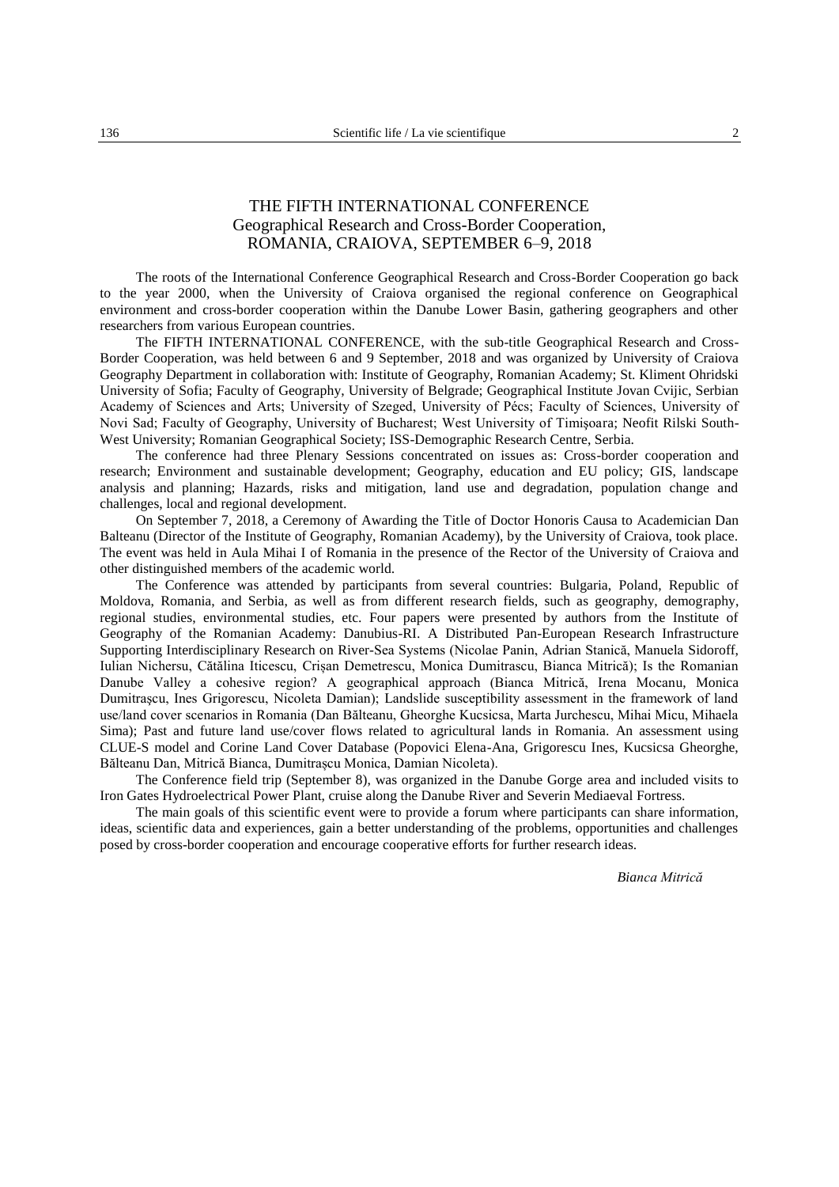## THE FIFTH INTERNATIONAL CONFERENCE
## Geographical Research and Cross-Border Cooperation, ROMANIA, CRAIOVA, SEPTEMBER 6–9, 2018

The roots of the International Conference Geographical Research and Cross-Border Cooperation go back to the year 2000, when the University of Craiova organised the regional conference on Geographical environment and cross-border cooperation within the Danube Lower Basin, gathering geographers and other researchers from various European countries.

The FIFTH INTERNATIONAL CONFERENCE, with the sub-title Geographical Research and Cross-Border Cooperation, was held between 6 and 9 September, 2018 and was organized by University of Craiova Geography Department in collaboration with: Institute of Geography, Romanian Academy; St. Kliment Ohridski University of Sofia; Faculty of Geography, University of Belgrade; Geographical Institute Jovan Cvijic, Serbian Academy of Sciences and Arts; University of Szeged, University of Pécs; Faculty of Sciences, University of Novi Sad; Faculty of Geography, University of Bucharest; West University of Timişoara; Neofit Rilski South-West University; Romanian Geographical Society; ISS-Demographic Research Centre, Serbia.

The conference had three Plenary Sessions concentrated on issues as: Cross-border cooperation and research; Environment and sustainable development; Geography, education and EU policy; GIS, landscape analysis and planning; Hazards, risks and mitigation, land use and degradation, population change and challenges, local and regional development.

On September 7, 2018, a Ceremony of Awarding the Title of Doctor Honoris Causa to Academician Dan Balteanu (Director of the Institute of Geography, Romanian Academy), by the University of Craiova, took place. The event was held in Aula Mihai I of Romania in the presence of the Rector of the University of Craiova and other distinguished members of the academic world.

The Conference was attended by participants from several countries: Bulgaria, Poland, Republic of Moldova, Romania, and Serbia, as well as from different research fields, such as geography, demography, regional studies, environmental studies, etc. Four papers were presented by authors from the Institute of Geography of the Romanian Academy: Danubius-RI. A Distributed Pan-European Research Infrastructure Supporting Interdisciplinary Research on River-Sea Systems (Nicolae Panin, Adrian Stanică, Manuela Sidoroff, Iulian Nichersu, Cătălina Iticescu, Crişan Demetrescu, Monica Dumitrascu, Bianca Mitrică); Is the Romanian Danube Valley a cohesive region? A geographical approach (Bianca Mitrică, Irena Mocanu, Monica Dumitraşcu, Ines Grigorescu, Nicoleta Damian); Landslide susceptibility assessment in the framework of land use/land cover scenarios in Romania (Dan Bălteanu, Gheorghe Kucsicsa, Marta Jurchescu, Mihai Micu, Mihaela Sima); Past and future land use/cover flows related to agricultural lands in Romania. An assessment using CLUE-S model and Corine Land Cover Database (Popovici Elena-Ana, Grigorescu Ines, Kucsicsa Gheorghe, Bălteanu Dan, Mitrică Bianca, Dumitraşcu Monica, Damian Nicoleta).

The Conference field trip (September 8), was organized in the Danube Gorge area and included visits to Iron Gates Hydroelectrical Power Plant, cruise along the Danube River and Severin Mediaeval Fortress.

The main goals of this scientific event were to provide a forum where participants can share information, ideas, scientific data and experiences, gain a better understanding of the problems, opportunities and challenges posed by cross-border cooperation and encourage cooperative efforts for further research ideas.

*Bianca Mitrică*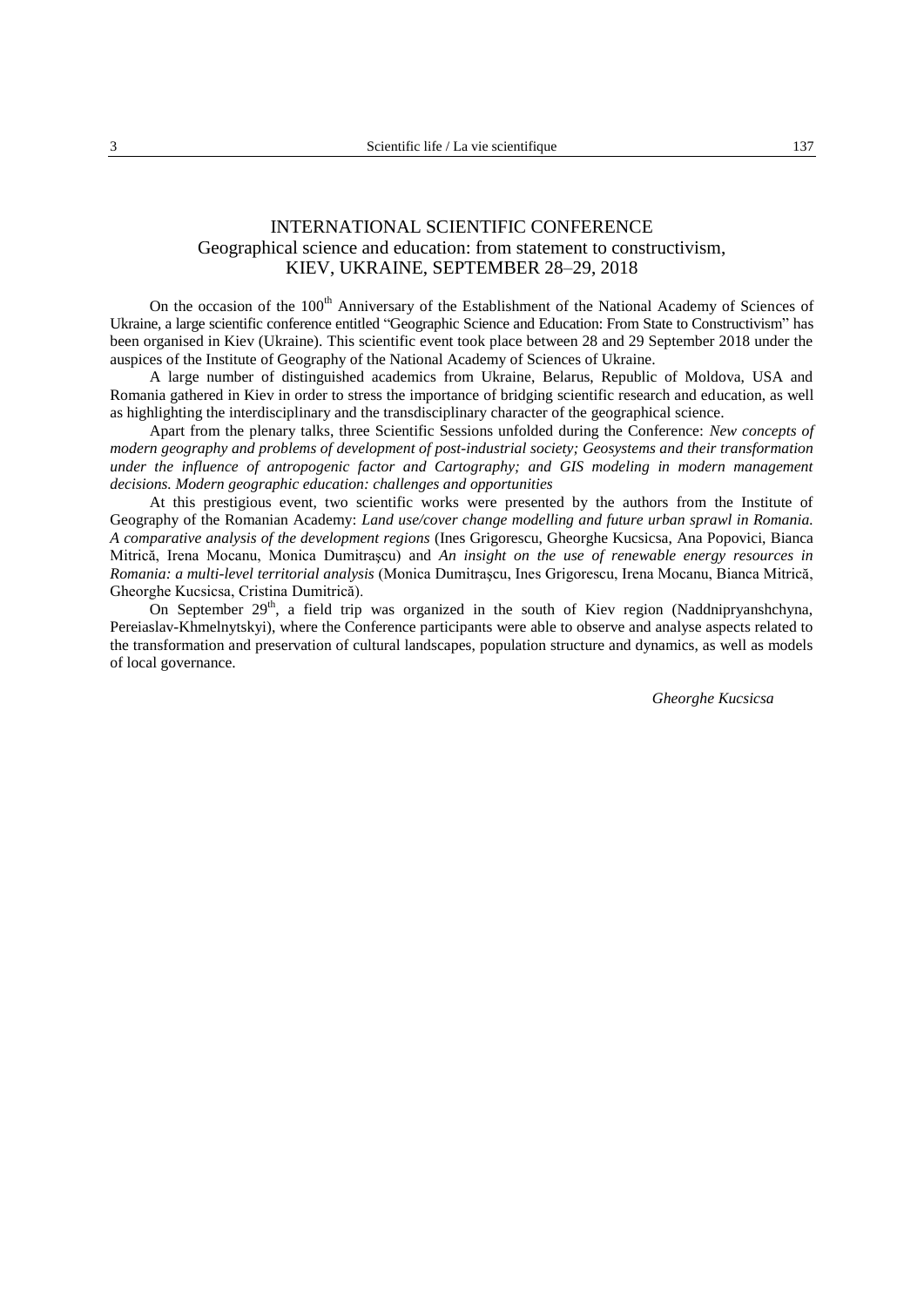# INTERNATIONAL SCIENTIFIC CONFERENCE
## Geographical science and education: from statement to constructivism, KIEV, UKRAINE, SEPTEMBER 28–29, 2018

On the occasion of the 100th Anniversary of the Establishment of the National Academy of Sciences of Ukraine, a large scientific conference entitled "Geographic Science and Education: From State to Constructivism" has been organised in Kiev (Ukraine). This scientific event took place between 28 and 29 September 2018 under the auspices of the Institute of Geography of the National Academy of Sciences of Ukraine.

A large number of distinguished academics from Ukraine, Belarus, Republic of Moldova, USA and Romania gathered in Kiev in order to stress the importance of bridging scientific research and education, as well as highlighting the interdisciplinary and the transdisciplinary character of the geographical science.

Apart from the plenary talks, three Scientific Sessions unfolded during the Conference: *New concepts of modern geography and problems of development of post-industrial society; Geosystems and their transformation under the influence of antropogenic factor and Cartography; and GIS modeling in modern management decisions. Modern geographic education: challenges and opportunities*

At this prestigious event, two scientific works were presented by the authors from the Institute of Geography of the Romanian Academy: *Land use/cover change modelling and future urban sprawl in Romania. A comparative analysis of the development regions* (Ines Grigorescu, Gheorghe Kucsicsa, Ana Popovici, Bianca Mitrică, Irena Mocanu, Monica Dumitrașcu) and *An insight on the use of renewable energy resources in Romania: a multi-level territorial analysis* (Monica Dumitrașcu, Ines Grigorescu, Irena Mocanu, Bianca Mitrică, Gheorghe Kucsicsa, Cristina Dumitrică).

On September 29th, a field trip was organized in the south of Kiev region (Naddnipryanshchyna, Pereiaslav-Khmelnytskyi), where the Conference participants were able to observe and analyse aspects related to the transformation and preservation of cultural landscapes, population structure and dynamics, as well as models of local governance.

*Gheorghe Kucsicsa*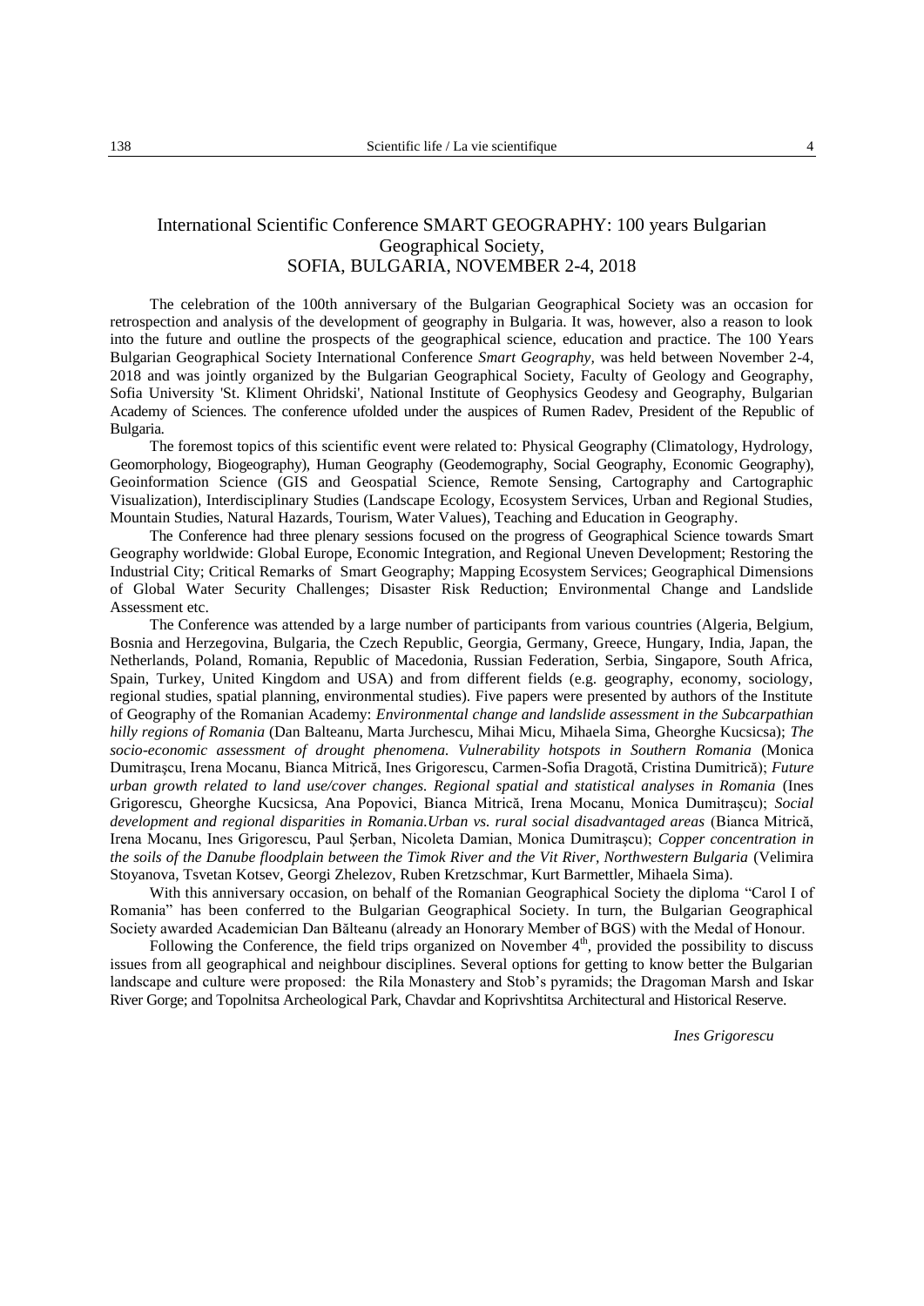## International Scientific Conference SMART GEOGRAPHY: 100 years Bulgarian Geographical Society, SOFIA, BULGARIA, NOVEMBER 2-4, 2018

The celebration of the 100th anniversary of the Bulgarian Geographical Society was an occasion for retrospection and analysis of the development of geography in Bulgaria. It was, however, also a reason to look into the future and outline the prospects of the geographical science, education and practice. The 100 Years Bulgarian Geographical Society International Conference *Smart Geography,* was held between November 2-4, 2018 and was jointly organized by the Bulgarian Geographical Society, Faculty of Geology and Geography, Sofia University 'St. Kliment Ohridski', National Institute of Geophysics Geodesy and Geography, Bulgarian Academy of Sciences. The conference ufolded under the auspices of Rumen Radev, President of the Republic of Bulgaria.

The foremost topics of this scientific event were related to: Physical Geography (Climatology, Hydrology, Geomorphology, Biogeography), Human Geography (Geodemography, Social Geography, Economic Geography), Geoinformation Science (GIS and Geospatial Science, Remote Sensing, Cartography and Cartographic Visualization), Interdisciplinary Studies (Landscape Ecology, Ecosystem Services, Urban and Regional Studies, Mountain Studies, Natural Hazards, Tourism, Water Values), Teaching and Education in Geography.

The Conference had three plenary sessions focused on the progress of Geographical Science towards Smart Geography worldwide: Global Europe, Economic Integration, and Regional Uneven Development; Restoring the Industrial City; Critical Remarks of Smart Geography; Mapping Ecosystem Services; Geographical Dimensions of Global Water Security Challenges; Disaster Risk Reduction; Environmental Change and Landslide Assessment etc.

The Conference was attended by a large number of participants from various countries (Algeria, Belgium, Bosnia and Herzegovina, Bulgaria, the Czech Republic, Georgia, Germany, Greece, Hungary, India, Japan, the Netherlands, Poland, Romania, Republic of Macedonia, Russian Federation, Serbia, Singapore, South Africa, Spain, Turkey, United Kingdom and USA) and from different fields (e.g. geography, economy, sociology, regional studies, spatial planning, environmental studies). Five papers were presented by authors of the Institute of Geography of the Romanian Academy: *Environmental change and landslide assessment in the Subcarpathian hilly regions of Romania* (Dan Balteanu, Marta Jurchescu, Mihai Micu, Mihaela Sima, Gheorghe Kucsicsa); *The socio-economic assessment of drought phenomena. Vulnerability hotspots in Southern Romania* (Monica Dumitraşcu, Irena Mocanu, Bianca Mitrică, Ines Grigorescu, Carmen-Sofia Dragotă, Cristina Dumitrică); *Future urban growth related to land use/cover changes. Regional spatial and statistical analyses in Romania* (Ines Grigorescu, Gheorghe Kucsicsa, Ana Popovici, Bianca Mitrică, Irena Mocanu, Monica Dumitraşcu); *Social development and regional disparities in Romania.Urban vs. rural social disadvantaged areas* (Bianca Mitrică, Irena Mocanu, Ines Grigorescu, Paul Şerban, Nicoleta Damian, Monica Dumitraşcu); *Copper concentration in the soils of the Danube floodplain between the Timok River and the Vit River, Northwestern Bulgaria* (Velimira Stoyanova, Tsvetan Kotsev, Georgi Zhelezov, Ruben Kretzschmar, Kurt Barmettler, Mihaela Sima).

With this anniversary occasion, on behalf of the Romanian Geographical Society the diploma "Carol I of Romania" has been conferred to the Bulgarian Geographical Society. In turn, the Bulgarian Geographical Society awarded Academician Dan Bălteanu (already an Honorary Member of BGS) with the Medal of Honour.

Following the Conference, the field trips organized on November 4th, provided the possibility to discuss issues from all geographical and neighbour disciplines. Several options for getting to know better the Bulgarian landscape and culture were proposed: the Rila Monastery and Stob's pyramids; the Dragoman Marsh and Iskar River Gorge; and Topolnitsa Archeological Park, Chavdar and Koprivshtitsa Architectural and Historical Reserve.

*Ines Grigorescu*